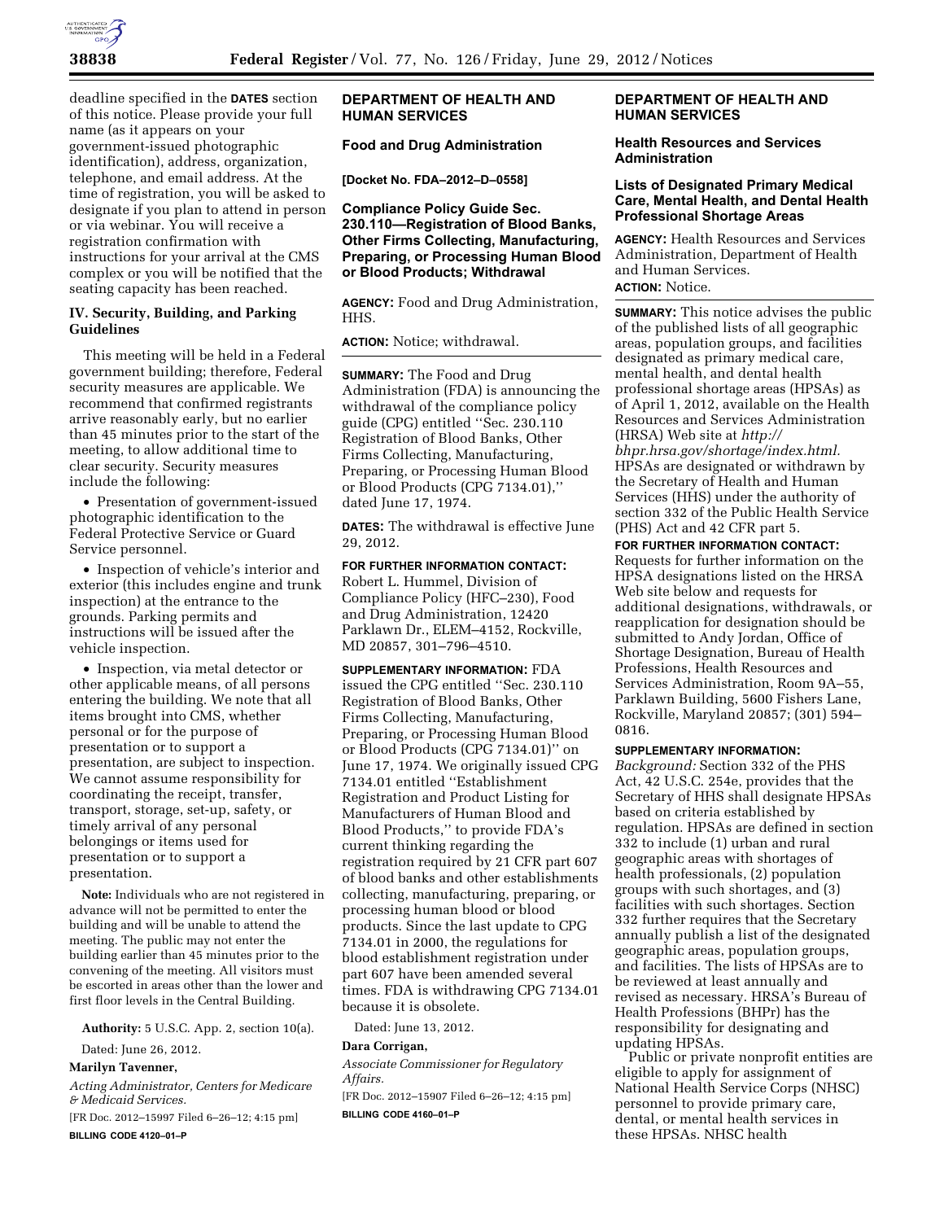deadline specified in the **DATES** section of this notice. Please provide your full name (as it appears on your government-issued photographic identification), address, organization, telephone, and email address. At the time of registration, you will be asked to designate if you plan to attend in person or via webinar. You will receive a registration confirmation with instructions for your arrival at the CMS complex or you will be notified that the seating capacity has been reached.

## IV. Security, Building, and Parking Guidelines

This meeting will be held in a Federal government building; therefore, Federal security measures are applicable. We recommend that confirmed registrants arrive reasonably early, but no earlier than 45 minutes prior to the start of the meeting, to allow additional time to clear security. Security measures include the following:

- Presentation of government-issued photographic identification to the Federal Protective Service or Guard Service personnel.
- Inspection of vehicle's interior and exterior (this includes engine and trunk inspection) at the entrance to the grounds. Parking permits and instructions will be issued after the vehicle inspection.
- Inspection, via metal detector or other applicable means, of all persons entering the building. We note that all items brought into CMS, whether personal or for the purpose of presentation or to support a presentation, are subject to inspection. We cannot assume responsibility for coordinating the receipt, transfer, transport, storage, set-up, safety, or timely arrival of any personal belongings or items used for presentation or to support a presentation.

**Note:** Individuals who are not registered in advance will not be permitted to enter the building and will be unable to attend the meeting. The public may not enter the building earlier than 45 minutes prior to the convening of the meeting. All visitors must be escorted in areas other than the lower and first floor levels in the Central Building.

**Authority:** 5 U.S.C. App. 2, section 10(a).

Dated: June 26, 2012.

**Marilyn Tavenner,**

*Acting Administrator, Centers for Medicare & Medicaid Services.*

[FR Doc. 2012–15997 Filed 6–26–12; 4:15 pm]

**BILLING CODE 4120–01–P**

## DEPARTMENT OF HEALTH AND HUMAN SERVICES

### Food and Drug Administration

**[Docket No. FDA–2012–D–0558]**

### Compliance Policy Guide Sec. 230.110—Registration of Blood Banks, Other Firms Collecting, Manufacturing, Preparing, or Processing Human Blood or Blood Products; Withdrawal

**AGENCY:** Food and Drug Administration, HHS.

**ACTION:** Notice; withdrawal.

**SUMMARY:** The Food and Drug Administration (FDA) is announcing the withdrawal of the compliance policy guide (CPG) entitled ''Sec. 230.110 Registration of Blood Banks, Other Firms Collecting, Manufacturing, Preparing, or Processing Human Blood or Blood Products (CPG 7134.01),'' dated June 17, 1974.

**DATES:** The withdrawal is effective June 29, 2012.

**FOR FURTHER INFORMATION CONTACT:** Robert L. Hummel, Division of Compliance Policy (HFC–230), Food and Drug Administration, 12420 Parklawn Dr., ELEM–4152, Rockville, MD 20857, 301–796–4510.

**SUPPLEMENTARY INFORMATION:** FDA issued the CPG entitled ''Sec. 230.110 Registration of Blood Banks, Other Firms Collecting, Manufacturing, Preparing, or Processing Human Blood or Blood Products (CPG 7134.01)'' on June 17, 1974. We originally issued CPG 7134.01 entitled ''Establishment Registration and Product Listing for Manufacturers of Human Blood and Blood Products,'' to provide FDA's current thinking regarding the registration required by 21 CFR part 607 of blood banks and other establishments collecting, manufacturing, preparing, or processing human blood or blood products. Since the last update to CPG 7134.01 in 2000, the regulations for blood establishment registration under part 607 have been amended several times. FDA is withdrawing CPG 7134.01 because it is obsolete.

Dated: June 13, 2012.

**Dara Corrigan,**

*Associate Commissioner for Regulatory Affairs.*

[FR Doc. 2012–15907 Filed 6–26–12; 4:15 pm]

**BILLING CODE 4160–01–P**

## DEPARTMENT OF HEALTH AND HUMAN SERVICES

### Health Resources and Services Administration

### Lists of Designated Primary Medical Care, Mental Health, and Dental Health Professional Shortage Areas

**AGENCY:** Health Resources and Services Administration, Department of Health and Human Services.

**ACTION:** Notice.

**SUMMARY:** This notice advises the public of the published lists of all geographic areas, population groups, and facilities designated as primary medical care, mental health, and dental health professional shortage areas (HPSAs) as of April 1, 2012, available on the Health Resources and Services Administration (HRSA) Web site at *http://bhpr.hrsa.gov/shortage/index.html.* HPSAs are designated or withdrawn by the Secretary of Health and Human Services (HHS) under the authority of section 332 of the Public Health Service (PHS) Act and 42 CFR part 5.

**FOR FURTHER INFORMATION CONTACT:** Requests for further information on the HPSA designations listed on the HRSA Web site below and requests for additional designations, withdrawals, or reapplication for designation should be submitted to Andy Jordan, Office of Shortage Designation, Bureau of Health Professions, Health Resources and Services Administration, Room 9A–55, Parklawn Building, 5600 Fishers Lane, Rockville, Maryland 20857; (301) 594–0816.

**SUPPLEMENTARY INFORMATION:**

*Background:* Section 332 of the PHS Act, 42 U.S.C. 254e, provides that the Secretary of HHS shall designate HPSAs based on criteria established by regulation. HPSAs are defined in section 332 to include (1) urban and rural geographic areas with shortages of health professionals, (2) population groups with such shortages, and (3) facilities with such shortages. Section 332 further requires that the Secretary annually publish a list of the designated geographic areas, population groups, and facilities. The lists of HPSAs are to be reviewed at least annually and revised as necessary. HRSA's Bureau of Health Professions (BHPr) has the responsibility for designating and updating HPSAs.

Public or private nonprofit entities are eligible to apply for assignment of National Health Service Corps (NHSC) personnel to provide primary care, dental, or mental health services in these HPSAs. NHSC health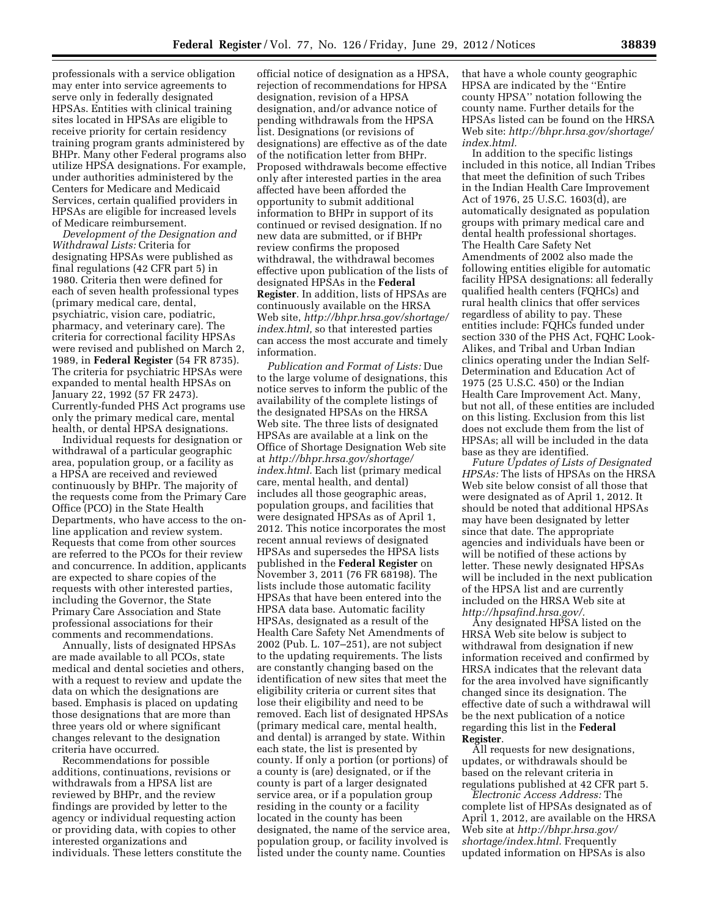professionals with a service obligation may enter into service agreements to serve only in federally designated HPSAs. Entities with clinical training sites located in HPSAs are eligible to receive priority for certain residency training program grants administered by BHPr. Many other Federal programs also utilize HPSA designations. For example, under authorities administered by the Centers for Medicare and Medicaid Services, certain qualified providers in HPSAs are eligible for increased levels of Medicare reimbursement.

*Development of the Designation and Withdrawal Lists:* Criteria for designating HPSAs were published as final regulations (42 CFR part 5) in 1980. Criteria then were defined for each of seven health professional types (primary medical care, dental, psychiatric, vision care, podiatric, pharmacy, and veterinary care). The criteria for correctional facility HPSAs were revised and published on March 2, 1989, in **Federal Register** (54 FR 8735). The criteria for psychiatric HPSAs were expanded to mental health HPSAs on January 22, 1992 (57 FR 2473). Currently-funded PHS Act programs use only the primary medical care, mental health, or dental HPSA designations.

Individual requests for designation or withdrawal of a particular geographic area, population group, or a facility as a HPSA are received and reviewed continuously by BHPr. The majority of the requests come from the Primary Care Office (PCO) in the State Health Departments, who have access to the on-line application and review system. Requests that come from other sources are referred to the PCOs for their review and concurrence. In addition, applicants are expected to share copies of the requests with other interested parties, including the Governor, the State Primary Care Association and State professional associations for their comments and recommendations.

Annually, lists of designated HPSAs are made available to all PCOs, state medical and dental societies and others, with a request to review and update the data on which the designations are based. Emphasis is placed on updating those designations that are more than three years old or where significant changes relevant to the designation criteria have occurred.

Recommendations for possible additions, continuations, revisions or withdrawals from a HPSA list are reviewed by BHPr, and the review findings are provided by letter to the agency or individual requesting action or providing data, with copies to other interested organizations and individuals. These letters constitute the official notice of designation as a HPSA, rejection of recommendations for HPSA designation, revision of a HPSA designation, and/or advance notice of pending withdrawals from the HPSA list. Designations (or revisions of designations) are effective as of the date of the notification letter from BHPr. Proposed withdrawals become effective only after interested parties in the area affected have been afforded the opportunity to submit additional information to BHPr in support of its continued or revised designation. If no new data are submitted, or if BHPr review confirms the proposed withdrawal, the withdrawal becomes effective upon publication of the lists of designated HPSAs in the **Federal Register**. In addition, lists of HPSAs are continuously available on the HRSA Web site, *http://bhpr.hrsa.gov/shortage/index.html,* so that interested parties can access the most accurate and timely information.

*Publication and Format of Lists:* Due to the large volume of designations, this notice serves to inform the public of the availability of the complete listings of the designated HPSAs on the HRSA Web site. The three lists of designated HPSAs are available at a link on the Office of Shortage Designation Web site at *http://bhpr.hrsa.gov/shortage/index.html.* Each list (primary medical care, mental health, and dental) includes all those geographic areas, population groups, and facilities that were designated HPSAs as of April 1, 2012. This notice incorporates the most recent annual reviews of designated HPSAs and supersedes the HPSA lists published in the **Federal Register** on November 3, 2011 (76 FR 68198). The lists include those automatic facility HPSAs that have been entered into the HPSA data base. Automatic facility HPSAs, designated as a result of the Health Care Safety Net Amendments of 2002 (Pub. L. 107–251), are not subject to the updating requirements. The lists are constantly changing based on the identification of new sites that meet the eligibility criteria or current sites that lose their eligibility and need to be removed. Each list of designated HPSAs (primary medical care, mental health, and dental) is arranged by state. Within each state, the list is presented by county. If only a portion (or portions) of a county is (are) designated, or if the county is part of a larger designated service area, or if a population group residing in the county or a facility located in the county has been designated, the name of the service area, population group, or facility involved is listed under the county name. Counties that have a whole county geographic HPSA are indicated by the ''Entire county HPSA'' notation following the county name. Further details for the HPSAs listed can be found on the HRSA Web site: *http://bhpr.hrsa.gov/shortage/index.html.*

In addition to the specific listings included in this notice, all Indian Tribes that meet the definition of such Tribes in the Indian Health Care Improvement Act of 1976, 25 U.S.C. 1603(d), are automatically designated as population groups with primary medical care and dental health professional shortages. The Health Care Safety Net Amendments of 2002 also made the following entities eligible for automatic facility HPSA designations: all federally qualified health centers (FQHCs) and rural health clinics that offer services regardless of ability to pay. These entities include: FQHCs funded under section 330 of the PHS Act, FQHC Look-Alikes, and Tribal and Urban Indian clinics operating under the Indian Self-Determination and Education Act of 1975 (25 U.S.C. 450) or the Indian Health Care Improvement Act. Many, but not all, of these entities are included on this listing. Exclusion from this list does not exclude them from the list of HPSAs; all will be included in the data base as they are identified.

*Future Updates of Lists of Designated HPSAs:* The lists of HPSAs on the HRSA Web site below consist of all those that were designated as of April 1, 2012. It should be noted that additional HPSAs may have been designated by letter since that date. The appropriate agencies and individuals have been or will be notified of these actions by letter. These newly designated HPSAs will be included in the next publication of the HPSA list and are currently included on the HRSA Web site at *http://hpsafind.hrsa.gov/.*

Any designated HPSA listed on the HRSA Web site below is subject to withdrawal from designation if new information received and confirmed by HRSA indicates that the relevant data for the area involved have significantly changed since its designation. The effective date of such a withdrawal will be the next publication of a notice regarding this list in the **Federal Register**.

All requests for new designations, updates, or withdrawals should be based on the relevant criteria in regulations published at 42 CFR part 5.

*Electronic Access Address:* The complete list of HPSAs designated as of April 1, 2012, are available on the HRSA Web site at *http://bhpr.hrsa.gov/shortage/index.html.* Frequently updated information on HPSAs is also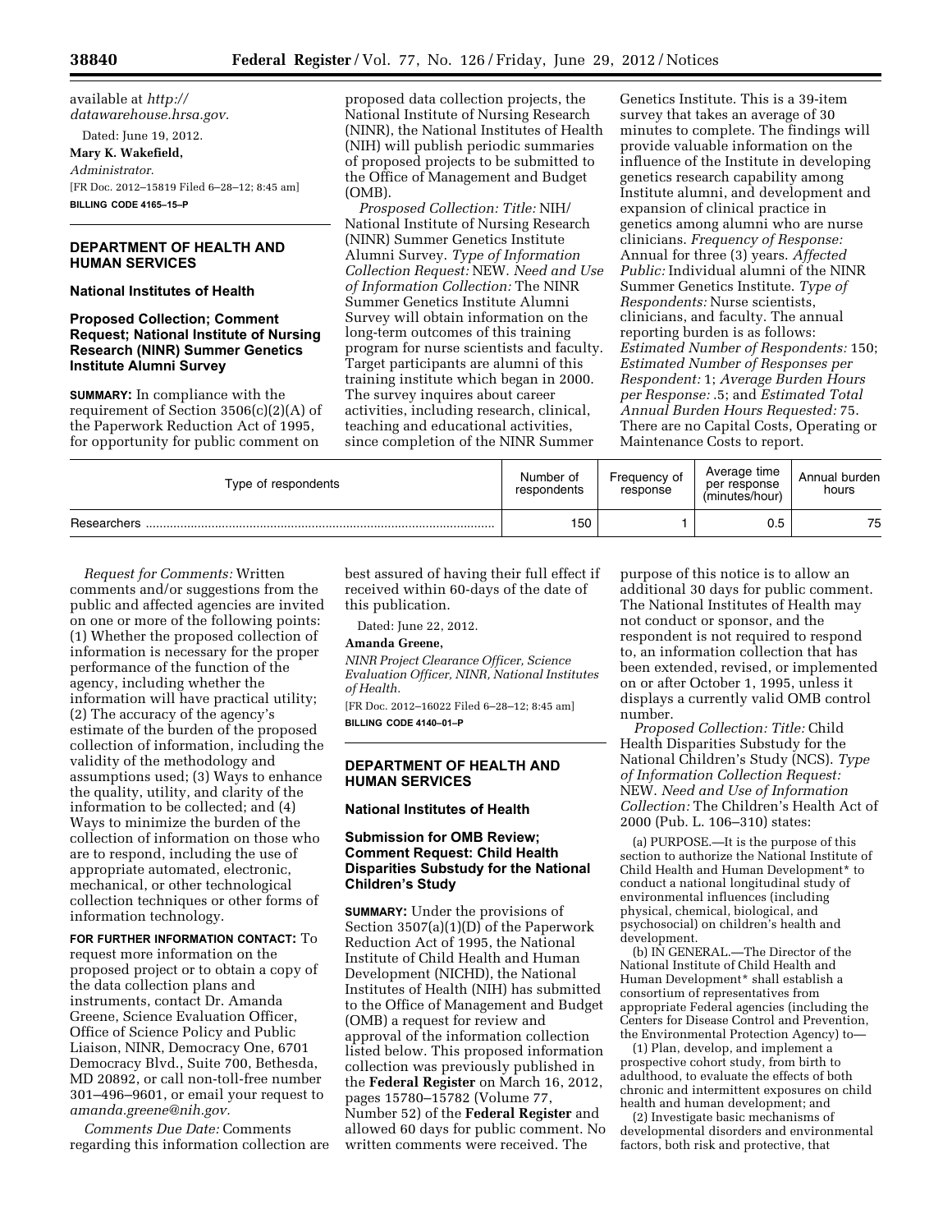available at *http://datawarehouse.hrsa.gov.*

Dated: June 19, 2012.

**Mary K. Wakefield,**

*Administrator.*

[FR Doc. 2012–15819 Filed 6–28–12; 8:45 am]

**BILLING CODE 4165–15–P**

## DEPARTMENT OF HEALTH AND HUMAN SERVICES

### National Institutes of Health

### Proposed Collection; Comment Request; National Institute of Nursing Research (NINR) Summer Genetics Institute Alumni Survey

**SUMMARY:** In compliance with the requirement of Section 3506(c)(2)(A) of the Paperwork Reduction Act of 1995, for opportunity for public comment on proposed data collection projects, the National Institute of Nursing Research (NINR), the National Institutes of Health (NIH) will publish periodic summaries of proposed projects to be submitted to the Office of Management and Budget (OMB).

*Proposed Collection: Title:* NIH/National Institute of Nursing Research (NINR) Summer Genetics Institute Alumni Survey. *Type of Information Collection Request:* NEW. *Need and Use of Information Collection:* The NINR Summer Genetics Institute Alumni Survey will obtain information on the long-term outcomes of this training program for nurse scientists and faculty. Target participants are alumni of this training institute which began in 2000. The survey inquires about career activities, including research, clinical, teaching and educational activities, since completion of the NINR Summer Genetics Institute. This is a 39-item survey that takes an average of 30 minutes to complete. The findings will provide valuable information on the influence of the Institute in developing genetics research capability among Institute alumni, and development and expansion of clinical practice in genetics among alumni who are nurse clinicians. *Frequency of Response:* Annual for three (3) years. *Affected Public:* Individual alumni of the NINR Summer Genetics Institute. *Type of Respondents:* Nurse scientists, clinicians, and faculty. The annual reporting burden is as follows: *Estimated Number of Respondents:* 150; *Estimated Number of Responses per Respondent:* 1; *Average Burden Hours per Response:* .5; and *Estimated Total Annual Burden Hours Requested:* 75. There are no Capital Costs, Operating or Maintenance Costs to report.

| Type of respondents | Number of respondents | Frequency of response | Average time per response (minutes/hour) | Annual burden hours |
|---|---|---|---|---|
| Researchers | 150 | 1 | 0.5 | 75 |

*Request for Comments:* Written comments and/or suggestions from the public and affected agencies are invited on one or more of the following points: (1) Whether the proposed collection of information is necessary for the proper performance of the function of the agency, including whether the information will have practical utility; (2) The accuracy of the agency's estimate of the burden of the proposed collection of information, including the validity of the methodology and assumptions used; (3) Ways to enhance the quality, utility, and clarity of the information to be collected; and (4) Ways to minimize the burden of the collection of information on those who are to respond, including the use of appropriate automated, electronic, mechanical, or other technological collection techniques or other forms of information technology.

**FOR FURTHER INFORMATION CONTACT:** To request more information on the proposed project or to obtain a copy of the data collection plans and instruments, contact Dr. Amanda Greene, Science Evaluation Officer, Office of Science Policy and Public Liaison, NINR, Democracy One, 6701 Democracy Blvd., Suite 700, Bethesda, MD 20892, or call non-toll-free number 301–496–9601, or email your request to *amanda.greene@nih.gov.*

*Comments Due Date:* Comments regarding this information collection are best assured of having their full effect if received within 60-days of the date of this publication.

Dated: June 22, 2012.

**Amanda Greene,**

*NINR Project Clearance Officer, Science Evaluation Officer, NINR, National Institutes of Health.*

[FR Doc. 2012–16022 Filed 6–28–12; 8:45 am]

**BILLING CODE 4140–01–P**

## DEPARTMENT OF HEALTH AND HUMAN SERVICES

### National Institutes of Health

### Submission for OMB Review; Comment Request: Child Health Disparities Substudy for the National Children's Study

**SUMMARY:** Under the provisions of Section 3507(a)(1)(D) of the Paperwork Reduction Act of 1995, the National Institute of Child Health and Human Development (NICHD), the National Institutes of Health (NIH) has submitted to the Office of Management and Budget (OMB) a request for review and approval of the information collection listed below. This proposed information collection was previously published in the **Federal Register** on March 16, 2012, pages 15780–15782 (Volume 77, Number 52) of the **Federal Register** and allowed 60 days for public comment. No written comments were received. The purpose of this notice is to allow an additional 30 days for public comment. The National Institutes of Health may not conduct or sponsor, and the respondent is not required to respond to, an information collection that has been extended, revised, or implemented on or after October 1, 1995, unless it displays a currently valid OMB control number.

*Proposed Collection: Title:* Child Health Disparities Substudy for the National Children's Study (NCS). *Type of Information Collection Request:* NEW. *Need and Use of Information Collection:* The Children's Health Act of 2000 (Pub. L. 106–310) states:

(a) PURPOSE.—It is the purpose of this section to authorize the National Institute of Child Health and Human Development* to conduct a national longitudinal study of environmental influences (including physical, chemical, biological, and psychosocial) on children's health and development.

(b) IN GENERAL.—The Director of the National Institute of Child Health and Human Development* shall establish a consortium of representatives from appropriate Federal agencies (including the Centers for Disease Control and Prevention, the Environmental Protection Agency) to—

(1) Plan, develop, and implement a prospective cohort study, from birth to adulthood, to evaluate the effects of both chronic and intermittent exposures on child health and human development; and

(2) Investigate basic mechanisms of developmental disorders and environmental factors, both risk and protective, that